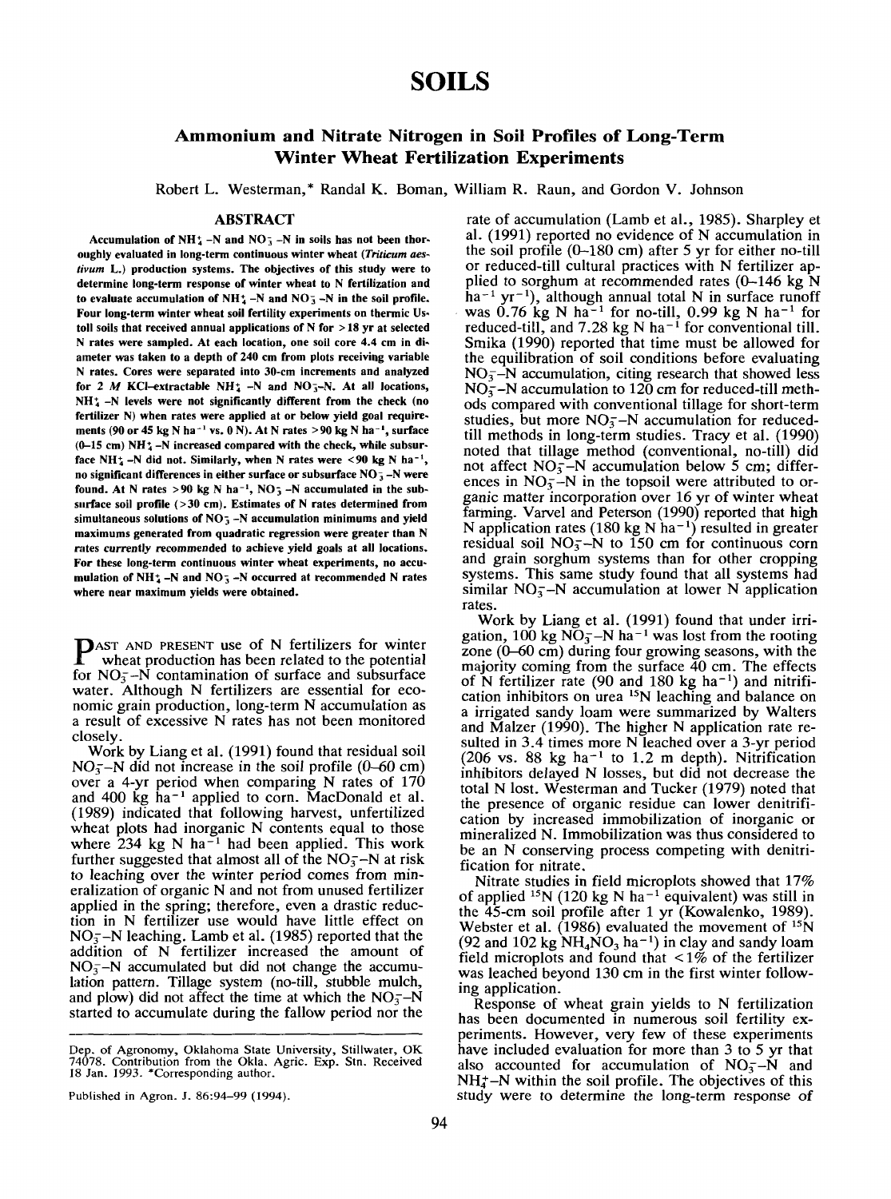# SOILS

## Ammonium and Nitrate Nitrogen in Soil Profiles of Long-Term Winter Wheat Fertilization Experiments

Robert L. Westerman,* Randal K. Boman, William R. Raun, and Gordon V. Johnson

### ABSTRACT

**Accumulation of $NH_4^+$-N and $NO_3^-$-N in soils has not been thoroughly evaluated in long-term continuous winter wheat (*Triticum aestivum* L.) production systems. The objectives of this study were to determine long-term response of winter wheat to N fertilization and to evaluate accumulation of $NH_4^+$-N and $NO_3^-$-N in the soil profile. Four long-term winter wheat soil fertility experiments on thermic Ustoll soils that received annual applications of N for >18 yr at selected N rates were sampled. At each location, one soil core 4.4 cm in diameter was taken to a depth of 240 cm from plots receiving variable N rates. Cores were separated into 30-cm increments and analyzed for 2 *M* KCl-extractable $NH_4^+$-N and $NO_3^-$-N. At all locations, $NH_4^+$-N levels were not significantly different from the check (no fertilizer N) when rates were applied at or below yield goal requirements (90 or 45 kg N ha$^{-1}$ vs. 0 N). At N rates >90 kg N ha$^{-1}$, surface (0–15 cm) $NH_4^+$-N increased compared with the check, while subsurface $NH_4^+$-N did not. Similarly, when N rates were <90 kg N ha$^{-1}$, no significant differences in either surface or subsurface $NO_3^-$-N were found. At N rates >90 kg N ha$^{-1}$, $NO_3^-$-N accumulated in the subsurface soil profile (>30 cm). Estimates of N rates determined from simultaneous solutions of $NO_3^-$-N accumulation minimums and yield maximums generated from quadratic regression were greater than N rates currently recommended to achieve yield goals at all locations. For these long-term continuous winter wheat experiments, no accumulation of $NH_4^+$-N and $NO_3^-$-N occurred at recommended N rates where near maximum yields were obtained.**

PAST AND PRESENT use of N fertilizers for winter wheat production has been related to the potential for $NO_3^-$-N contamination of surface and subsurface water. Although N fertilizers are essential for economic grain production, long-term N accumulation as a result of excessive N rates has not been monitored closely.

Work by Liang et al. (1991) found that residual soil $NO_3^-$-N did not increase in the soil profile (0–60 cm) over a 4-yr period when comparing N rates of 170 and 400 kg ha$^{-1}$ applied to corn. MacDonald et al. (1989) indicated that following harvest, unfertilized wheat plots had inorganic N contents equal to those where 234 kg N ha$^{-1}$ had been applied. This work further suggested that almost all of the $NO_3^-$-N at risk to leaching over the winter period comes from mineralization of organic N and not from unused fertilizer applied in the spring; therefore, even a drastic reduction in N fertilizer use would have little effect on $NO_3^-$-N leaching. Lamb et al. (1985) reported that the addition of N fertilizer increased the amount of $NO_3^-$-N accumulated but did not change the accumulation pattern. Tillage system (no-till, stubble mulch, and plow) did not affect the time at which the $NO_3^-$-N started to accumulate during the fallow period nor the rate of accumulation (Lamb et al., 1985). Sharpley et al. (1991) reported no evidence of N accumulation in the soil profile (0–180 cm) after 5 yr for either no-till or reduced-till cultural practices with N fertilizer applied to sorghum at recommended rates (0–146 kg N ha$^{-1}$ yr$^{-1}$), although annual total N in surface runoff was 0.76 kg N ha$^{-1}$ for no-till, 0.99 kg N ha$^{-1}$ for reduced-till, and 7.28 kg N ha$^{-1}$ for conventional till. Smika (1990) reported that time must be allowed for the equilibration of soil conditions before evaluating $NO_3^-$-N accumulation, citing research that showed less $NO_3^-$-N accumulation to 120 cm for reduced-till methods compared with conventional tillage for short-term studies, but more $NO_3^-$-N accumulation for reduced-till methods in long-term studies. Tracy et al. (1990) noted that tillage method (conventional, no-till) did not affect $NO_3^-$-N accumulation below 5 cm; differences in $NO_3^-$-N in the topsoil were attributed to organic matter incorporation over 16 yr of winter wheat farming. Varvel and Peterson (1990) reported that high N application rates (180 kg N ha$^{-1}$) resulted in greater residual soil $NO_3^-$-N to 150 cm for continuous corn and grain sorghum systems than for other cropping systems. This same study found that all systems had similar $NO_3^-$-N accumulation at lower N application rates.

Work by Liang et al. (1991) found that under irrigation, 100 kg $NO_3^-$-N ha$^{-1}$ was lost from the rooting zone (0–60 cm) during four growing seasons, with the majority coming from the surface 40 cm. The effects of N fertilizer rate (90 and 180 kg ha$^{-1}$) and nitrification inhibitors on urea $^{15}N$ leaching and balance on a irrigated sandy loam were summarized by Walters and Malzer (1990). The higher N application rate resulted in 3.4 times more N leached over a 3-yr period (206 vs. 88 kg ha$^{-1}$ to 1.2 m depth). Nitrification inhibitors delayed N losses, but did not decrease the total N lost. Westerman and Tucker (1979) noted that the presence of organic residue can lower denitrification by increased immobilization of inorganic or mineralized N. Immobilization was thus considered to be an N conserving process competing with denitrification for nitrate.

Nitrate studies in field microplots showed that 17% of applied $^{15}N$ (120 kg N ha$^{-1}$ equivalent) was still in the 45-cm soil profile after 1 yr (Kowalenko, 1989). Webster et al. (1986) evaluated the movement of $^{15}N$ (92 and 102 kg $NH_4NO_3$ ha$^{-1}$) in clay and sandy loam field microplots and found that <1% of the fertilizer was leached beyond 130 cm in the first winter following application.

Response of wheat grain yields to N fertilization has been documented in numerous soil fertility experiments. However, very few of these experiments have included evaluation for more than 3 to 5 yr that also accounted for accumulation of $NO_3^-$-N and $NH_4^+$-N within the soil profile. The objectives of this study were to determine the long-term response of

Dep. of Agronomy, Oklahoma State University, Stillwater, OK 74078. Contribution from the Okla. Agric. Exp. Stn. Received 18 Jan. 1993. *Corresponding author.

Published in Agron. J. 86:94–99 (1994).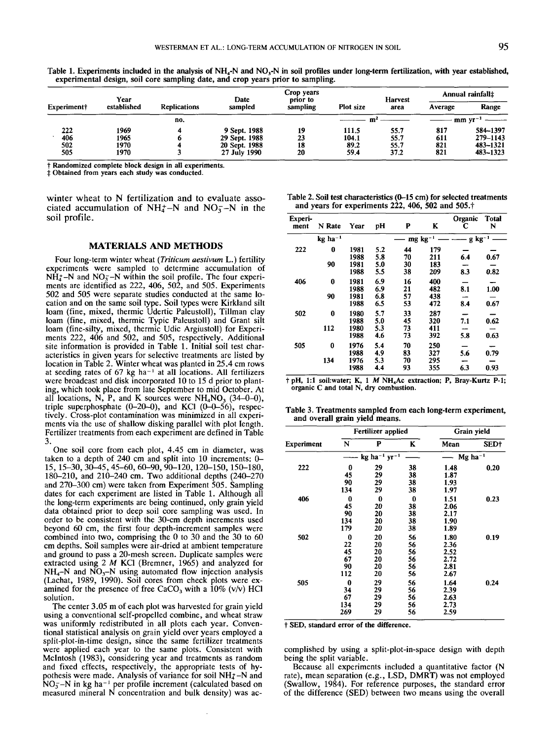Table 1. Experiments included in the analysis of $NH_4$-N and $NO_3$-N in soil profiles under long-term fertilization, with year established, experimental design, soil core sampling date, and crop years prior to sampling.

| Experiment† | Year established | Replications | Date sampled | Crop years prior to sampling | Plot size | Harvest area | Annual rainfall‡ | |
|---|---|---|---|---|---|---|---|---|
| | | | | | | | Average | Range |
| | | no. | | | m² | | mm yr⁻¹ | |
| 222 | 1969 | 4 | 9 Sept. 1988 | 19 | 111.5 | 55.7 | 817 | 584–1397 |
| 406 | 1965 | 6 | 29 Sept. 1988 | 23 | 104.1 | 55.7 | 611 | 279–1143 |
| 502 | 1970 | 4 | 20 Sept. 1988 | 18 | 89.2 | 55.7 | 821 | 483–1321 |
| 505 | 1970 | 3 | 27 July 1990 | 20 | 59.4 | 37.2 | 821 | 483–1323 |

† Randomized complete block design in all experiments.
‡ Obtained from years each study was conducted.

winter wheat to N fertilization and to evaluate associated accumulation of $NH_4^+$–N and $NO_3^-$–N in the soil profile.

## MATERIALS AND METHODS

Four long-term winter wheat (*Triticum aestivum* L.) fertility experiments were sampled to determine accumulation of $NH_4^+$–N and $NO_3^-$–N within the soil profile. The four experiments are identified as 222, 406, 502, and 505. Experiments 502 and 505 were separate studies conducted at the same location and on the same soil type. Soil types were Kirkland silt loam (fine, mixed, thermic Udertic Paleustoll), Tillman clay loam (fine, mixed, thermic Typic Paleustoll) and Grant silt loam (fine-silty, mixed, thermic Udic Argiustoll) for Experiments 222, 406 and 502, and 505, respectively. Additional site information is provided in Table 1. Initial soil test characteristics in given years for selective treatments are listed by location in Table 2. Winter wheat was planted in 25.4 cm rows at seeding rates of 67 kg ha⁻¹ at all locations. All fertilizers were broadcast and disk incorporated 10 to 15 d prior to planting, which took place from late September to mid October. At all locations, N, P, and K sources were $NH_4NO_3$ (34–0–0), triple superphosphate (0–20–0), and KCl (0–0–56), respectively. Cross-plot contamination was minimized in all experiments via the use of shallow disking parallel with plot length. Fertilizer treatments from each experiment are defined in Table 3.

One soil core from each plot, 4.45 cm in diameter, was taken to a depth of 240 cm and split into 10 increments: 0–15, 15–30, 30–45, 45–60, 60–90, 90–120, 120–150, 150–180, 180–210, and 210–240 cm. Two additional depths (240–270 and 270–300 cm) were taken from Experiment 505. Sampling dates for each experiment are listed in Table 1. Although all the long-term experiments are being continued, only grain yield data obtained prior to deep soil core sampling was used. In order to be consistent with the 30-cm depth increments used beyond 60 cm, the first four depth-increment samples were combined into two, comprising the 0 to 30 and the 30 to 60 cm depths. Soil samples were air-dried at ambient temperature and ground to pass a 20-mesh screen. Duplicate samples were extracted using 2 *M* KCl (Bremner, 1965) and analyzed for $NH_4$-N and $NO_3$-N using automated flow injection analysis (Lachat, 1989, 1990). Soil cores from check plots were examined for the presence of free $CaCO_3$ with a 10% (v/v) HCl solution.

The center 3.05 m of each plot was harvested for grain yield using a conventional self-propelled combine, and wheat straw was uniformly redistributed in all plots each year. Conventional statistical analysis on grain yield over years employed a split-plot-in-time design, since the same fertilizer treatments were applied each year to the same plots. Consistent with McIntosh (1983), considering year and treatments as random and fixed effects, respectively, the appropriate tests of hypothesis were made. Analysis of variance for soil $NH_4^+$–N and $NO_3^-$–N in kg ha⁻¹ per profile increment (calculated based on measured mineral N concentration and bulk density) was accomplished by using a split-plot-in-space design with depth being the split variable.

Because all experiments included a quantitative factor (N rate), mean separation (e.g., LSD, DMRT) was not employed (Swallow, 1984). For reference purposes, the standard error of the difference (SED) between two means using the overall

Table 2. Soil test characteristics (0–15 cm) for selected treatments and years for experiments 222, 406, 502 and 505.†

| Experiment | N Rate | Year | pH | P | K | Organic C | Total N |
|---|---|---|---|---|---|---|---|
| | kg ha⁻¹ | | | mg kg⁻¹ | | g kg⁻¹ | |
| 222 | 0 | 1981 | 5.2 | 44 | 179 | — | — |
| | | 1988 | 5.8 | 70 | 211 | 6.4 | 0.67 |
| | 90 | 1981 | 5.0 | 30 | 183 | — | — |
| | | 1988 | 5.5 | 38 | 209 | 8.3 | 0.82 |
| 406 | 0 | 1981 | 6.9 | 16 | 400 | — | — |
| | | 1988 | 6.9 | 21 | 482 | 8.1 | 1.00 |
| | 90 | 1981 | 6.8 | 57 | 438 | — | — |
| | | 1988 | 6.5 | 53 | 472 | 8.4 | 0.67 |
| 502 | 0 | 1980 | 5.7 | 33 | 287 | — | — |
| | | 1988 | 5.0 | 45 | 320 | 7.1 | 0.62 |
| | 112 | 1980 | 5.3 | 73 | 411 | — | — |
| | | 1988 | 4.6 | 73 | 392 | 5.8 | 0.63 |
| 505 | 0 | 1976 | 5.4 | 70 | 250 | — | — |
| | | 1988 | 4.9 | 83 | 327 | 5.6 | 0.79 |
| | 134 | 1976 | 5.3 | 70 | 295 | — | — |
| | | 1988 | 4.4 | 93 | 355 | 6.3 | 0.93 |

† pH, 1:1 soil:water; K, 1 *M* $NH_4$Ac extraction; P, Bray-Kurtz P-1; organic C and total N, dry combustion.

Table 3. Treatments sampled from each long-term experiment, and overall grain yield means.

| Experiment | Fertilizer applied | | | Grain yield | |
|---|---|---|---|---|---|
| | N | P | K | Mean | SED† |
| | kg ha⁻¹ yr⁻¹ | | | Mg ha⁻¹ | |
| 222 | 0 | 29 | 38 | 1.48 | 0.20 |
| | 45 | 29 | 38 | 1.87 | |
| | 90 | 29 | 38 | 1.93 | |
| | 134 | 29 | 38 | 1.97 | |
| 406 | 0 | 0 | 0 | 1.51 | 0.23 |
| | 45 | 20 | 38 | 2.06 | |
| | 90 | 20 | 38 | 2.17 | |
| | 134 | 20 | 38 | 1.90 | |
| | 179 | 20 | 38 | 1.89 | |
| 502 | 0 | 20 | 56 | 1.80 | 0.19 |
| | 22 | 20 | 56 | 2.36 | |
| | 45 | 20 | 56 | 2.52 | |
| | 67 | 20 | 56 | 2.72 | |
| | 90 | 20 | 56 | 2.81 | |
| | 112 | 20 | 56 | 2.67 | |
| 505 | 0 | 29 | 56 | 1.64 | 0.24 |
| | 34 | 29 | 56 | 2.39 | |
| | 67 | 29 | 56 | 2.63 | |
| | 134 | 29 | 56 | 2.73 | |
| | 269 | 29 | 56 | 2.59 | |

† SED, standard error of the difference.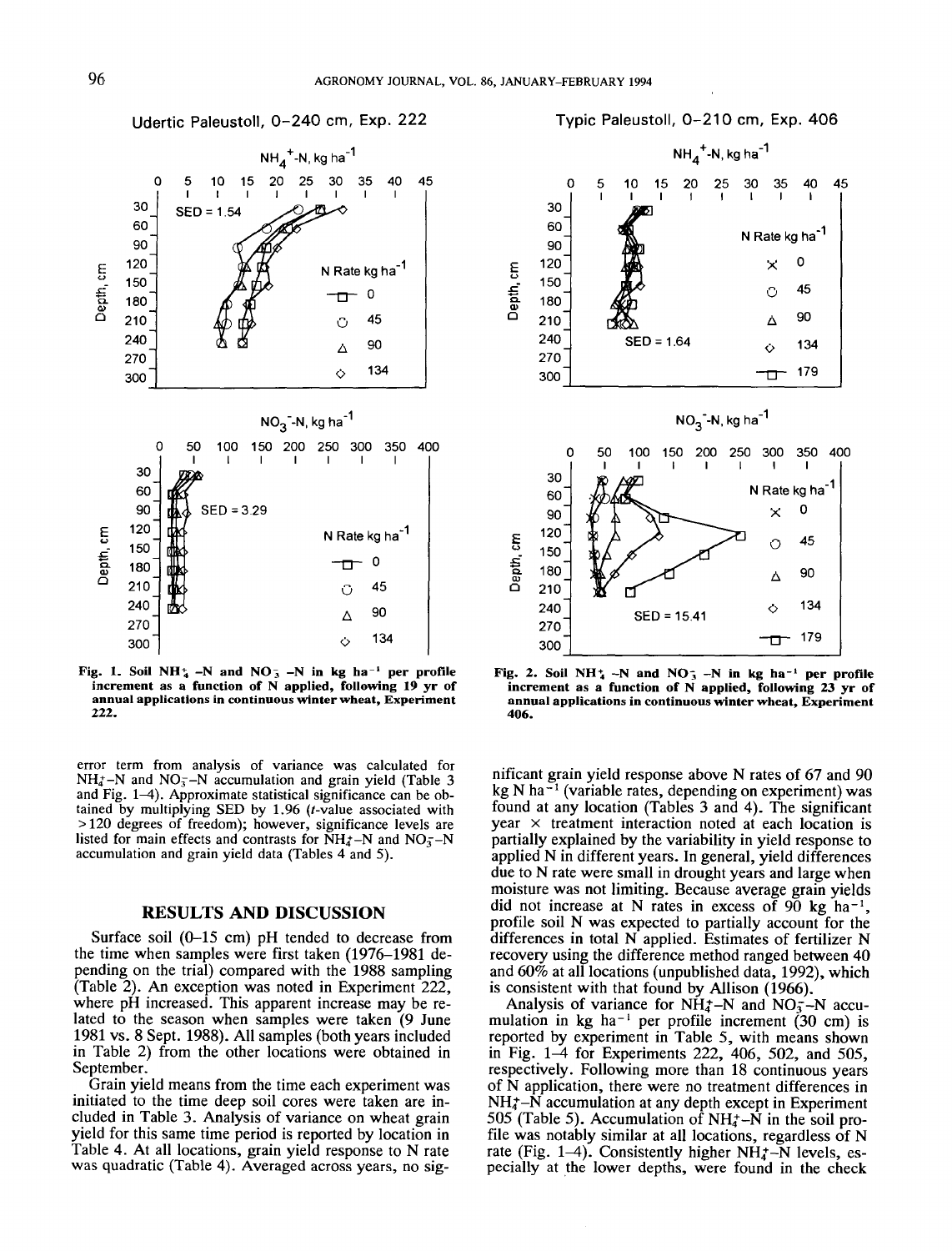Fig. 1. Soil $NH_4^+$-N and $NO_3^-$-N in kg ha$^{-1}$ per profile increment as a function of N applied, following 19 yr of annual applications in continuous winter wheat, Experiment 222.

Fig. 2. Soil $NH_4^+$-N and $NO_3^-$-N in kg ha$^{-1}$ per profile increment as a function of N applied, following 23 yr of annual applications in continuous winter wheat, Experiment 406.

error term from analysis of variance was calculated for $NH_4^+$-N and $NO_3^-$-N accumulation and grain yield (Table 3 and Fig. 1–4). Approximate statistical significance can be obtained by multiplying SED by 1.96 ($t$-value associated with >120 degrees of freedom); however, significance levels are listed for main effects and contrasts for $NH_4^+$-N and $NO_3^-$-N accumulation and grain yield data (Tables 4 and 5).

## RESULTS AND DISCUSSION

Surface soil (0–15 cm) pH tended to decrease from the time when samples were first taken (1976–1981 depending on the trial) compared with the 1988 sampling (Table 2). An exception was noted in Experiment 222, where pH increased. This apparent increase may be related to the season when samples were taken (9 June 1981 vs. 8 Sept. 1988). All samples (both years included in Table 2) from the other locations were obtained in September.

Grain yield means from the time each experiment was initiated to the time deep soil cores were taken are included in Table 3. Analysis of variance on wheat grain yield for this same time period is reported by location in Table 4. At all locations, grain yield response to N rate was quadratic (Table 4). Averaged across years, no significant grain yield response above N rates of 67 and 90 kg N ha$^{-1}$ (variable rates, depending on experiment) was found at any location (Tables 3 and 4). The significant year × treatment interaction noted at each location is partially explained by the variability in yield response to applied N in different years. In general, yield differences due to N rate were small in drought years and large when moisture was not limiting. Because average grain yields did not increase at N rates in excess of 90 kg ha$^{-1}$, profile soil N was expected to partially account for the differences in total N applied. Estimates of fertilizer N recovery using the difference method ranged between 40 and 60% at all locations (unpublished data, 1992), which is consistent with that found by Allison (1966).

Analysis of variance for $NH_4^+$-N and $NO_3^-$-N accumulation in kg ha$^{-1}$ per profile increment (30 cm) is reported by experiment in Table 5, with means shown in Fig. 1–4 for Experiments 222, 406, 502, and 505, respectively. Following more than 18 continuous years of N application, there were no treatment differences in $NH_4^+$-N accumulation at any depth except in Experiment 505 (Table 5). Accumulation of $NH_4^+$-N in the soil profile was notably similar at all locations, regardless of N rate (Fig. 1–4). Consistently higher $NH_4^+$-N levels, especially at the lower depths, were found in the check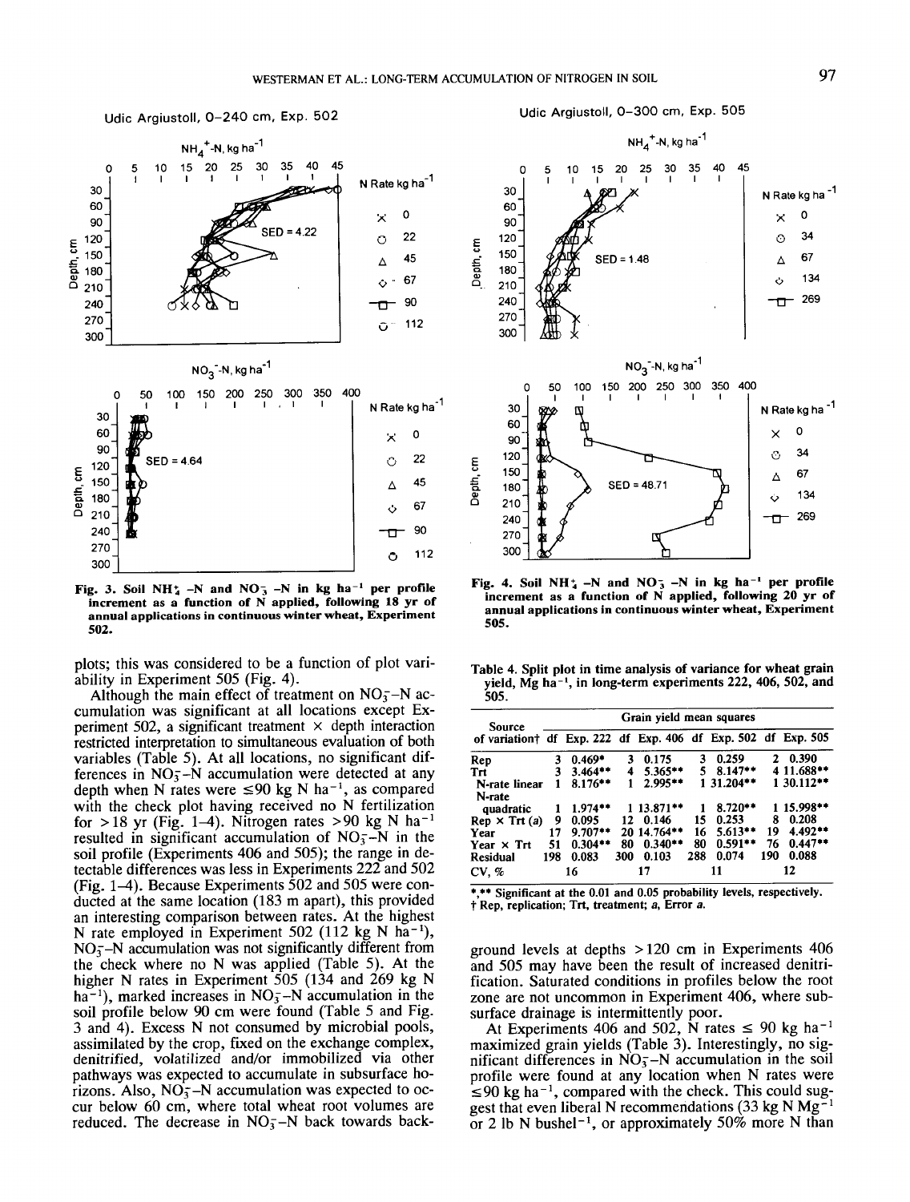Udic Argiustoll, 0–240 cm, Exp. 502

Udic Argiustoll, 0–300 cm, Exp. 505

Fig. 3. Soil $NH_4^+$-N and $NO_3^-$-N in kg ha$^{-1}$ per profile increment as a function of N applied, following 18 yr of annual applications in continuous winter wheat, Experiment 502.

Fig. 4. Soil $NH_4^+$-N and $NO_3^-$-N in kg ha$^{-1}$ per profile increment as a function of N applied, following 20 yr of annual applications in continuous winter wheat, Experiment 505.

plots; this was considered to be a function of plot variability in Experiment 505 (Fig. 4).

Although the main effect of treatment on $NO_3^-$-N accumulation was significant at all locations except Experiment 502, a significant treatment × depth interaction restricted interpretation to simultaneous evaluation of both variables (Table 5). At all locations, no significant differences in $NO_3^-$-N accumulation were detected at any depth when N rates were ≤90 kg N ha$^{-1}$, as compared with the check plot having received no N fertilization for >18 yr (Fig. 1–4). Nitrogen rates >90 kg N ha$^{-1}$ resulted in significant accumulation of $NO_3^-$-N in the soil profile (Experiments 406 and 505); the range in detectable differences was less in Experiments 222 and 502 (Fig. 1–4). Because Experiments 502 and 505 were conducted at the same location (183 m apart), this provided an interesting comparison between rates. At the highest N rate employed in Experiment 502 (112 kg N ha$^{-1}$), $NO_3^-$-N accumulation was not significantly different from the check where no N was applied (Table 5). At the higher N rates in Experiment 505 (134 and 269 kg N ha$^{-1}$), marked increases in $NO_3^-$-N accumulation in the soil profile below 90 cm were found (Table 5 and Fig. 3 and 4). Excess N not consumed by microbial pools, assimilated by the crop, fixed on the exchange complex, denitrified, volatilized and/or immobilized via other pathways was expected to accumulate in subsurface horizons. Also, $NO_3^-$-N accumulation was expected to occur below 60 cm, where total wheat root volumes are reduced. The decrease in $NO_3^-$-N back towards background levels at depths >120 cm in Experiments 406 and 505 may have been the result of increased denitrification. Saturated conditions in profiles below the root zone are not uncommon in Experiment 406, where subsurface drainage is intermittently poor.

Table 4. Split plot in time analysis of variance for wheat grain yield, Mg ha$^{-1}$, in long-term experiments 222, 406, 502, and 505.

| Source of variation† | Grain yield mean squares | | | | | | | |
|---|---|---|---|---|---|---|---|---|
| | df | Exp. 222 | df | Exp. 406 | df | Exp. 502 | df | Exp. 505 |
| Rep | 3 | 0.469* | 3 | 0.175 | 3 | 0.259 | 2 | 0.390 |
| Trt | 3 | 3.464** | 4 | 5.365** | 5 | 8.147** | 4 | 11.688** |
| N-rate linear | 1 | 8.176** | 1 | 2.995** | 1 | 31.204** | 1 | 30.112** |
| N-rate quadratic | 1 | 1.974** | 1 | 13.871** | 1 | 8.720** | 1 | 15.998** |
| Rep × Trt (a) | 9 | 0.095 | 12 | 0.146 | 15 | 0.253 | 8 | 0.208 |
| Year | 17 | 9.707** | 20 | 14.764** | 16 | 5.613** | 19 | 4.492** |
| Year × Trt | 51 | 0.304** | 80 | 0.340** | 80 | 0.591** | 76 | 0.447** |
| Residual | 198 | 0.083 | 300 | 0.103 | 288 | 0.074 | 190 | 0.088 |
| CV, % | | 16 | | 17 | | 11 | | 12 |

*,** Significant at the 0.01 and 0.05 probability levels, respectively.
† Rep, replication; Trt, treatment; a, Error a.

At Experiments 406 and 502, N rates ≤ 90 kg ha$^{-1}$ maximized grain yields (Table 3). Interestingly, no significant differences in $NO_3^-$-N accumulation in the soil profile were found at any location when N rates were ≤90 kg ha$^{-1}$, compared with the check. This could suggest that even liberal N recommendations (33 kg N Mg$^{-1}$ or 2 lb N bushel$^{-1}$, or approximately 50% more N than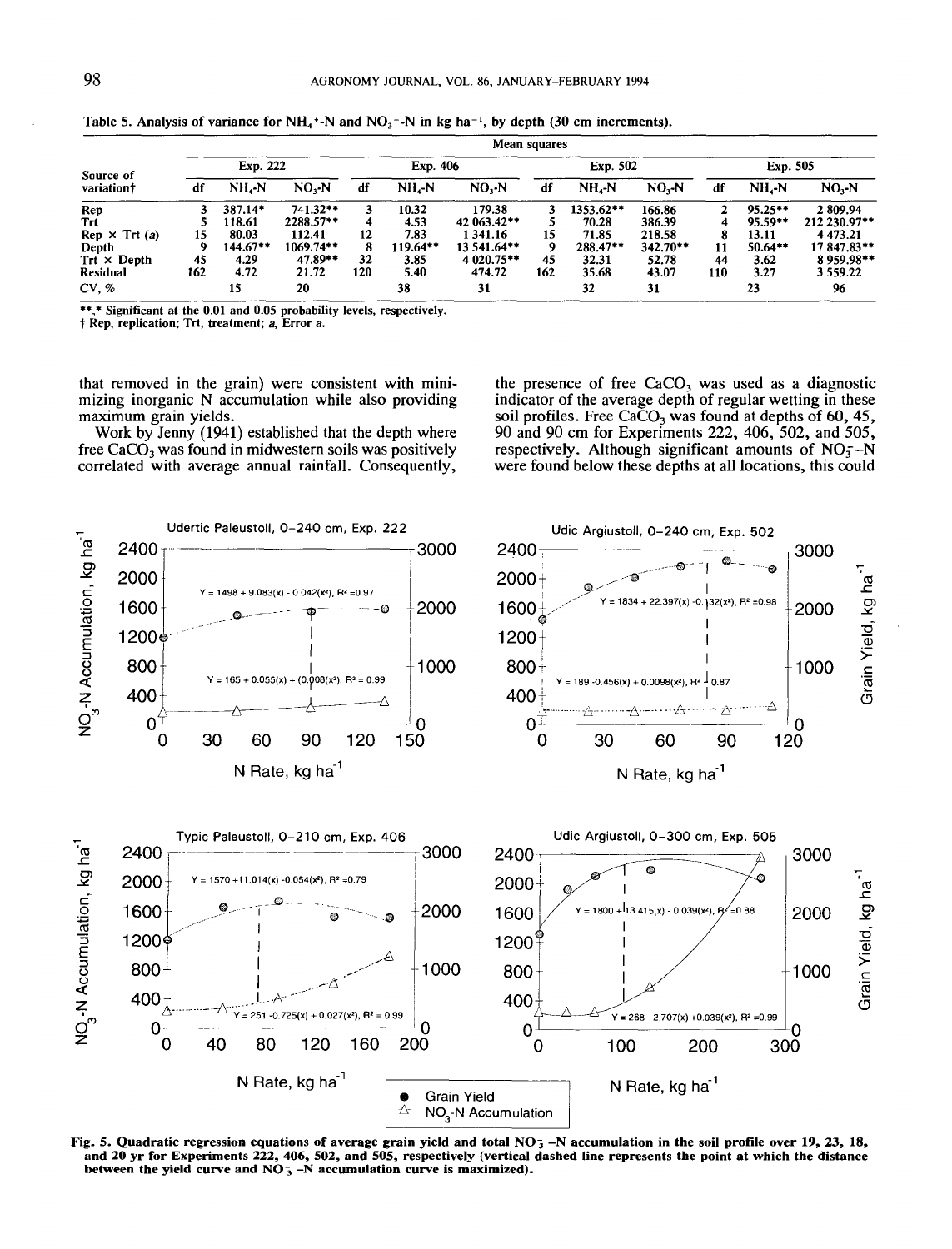Table 5. Analysis of variance for $NH_4^+$-N and $NO_3^-$-N in kg $ha^{-1}$, by depth (30 cm increments).

| Source of variation† | Exp. 222 | | | Exp. 406 | | | Exp. 502 | | | Exp. 505 | | |
|---|---|---|---|---|---|---|---|---|---|---|---|---|
| | df | $NH_4$-N | $NO_3$-N | df | $NH_4$-N | $NO_3$-N | df | $NH_4$-N | $NO_3$-N | df | $NH_4$-N | $NO_3$-N |
| Rep | 3 | 387.14* | 741.32** | 3 | 10.32 | 179.38 | 3 | 1353.62** | 166.86 | 2 | 95.25** | 2 809.94 |
| Trt | 5 | 118.61 | 2288.57** | 4 | 4.53 | 42 063.42** | 5 | 70.28 | 386.39 | 4 | 95.59** | 212 230.97** |
| Rep × Trt (a) | 15 | 80.03 | 112.41 | 12 | 7.83 | 1 341.16 | 15 | 71.85 | 218.58 | 8 | 13.11 | 4 473.21 |
| Depth | 9 | 144.67** | 1069.74** | 8 | 119.64** | 13 541.64** | 9 | 288.47** | 342.70** | 11 | 50.64** | 17 847.83** |
| Trt × Depth | 45 | 4.29 | 47.89** | 32 | 3.85 | 4 020.75** | 45 | 32.31 | 52.78 | 44 | 3.62 | 8 959.98** |
| Residual | 162 | 4.72 | 21.72 | 120 | 5.40 | 474.72 | 162 | 35.68 | 43.07 | 110 | 3.27 | 3 559.22 |
| CV, % | | 15 | 20 | | 38 | 31 | | 32 | 31 | | 23 | 96 |

**,* Significant at the 0.01 and 0.05 probability levels, respectively.
† Rep, replication; Trt, treatment; a, Error a.

that removed in the grain) were consistent with minimizing inorganic N accumulation while also providing maximum grain yields.

Work by Jenny (1941) established that the depth where free $CaCO_3$ was found in midwestern soils was positively correlated with average annual rainfall. Consequently, the presence of free $CaCO_3$ was used as a diagnostic indicator of the average depth of regular wetting in these soil profiles. Free $CaCO_3$ was found at depths of 60, 45, 90 and 90 cm for Experiments 222, 406, 502, and 505, respectively. Although significant amounts of $NO_3^-$-N were found below these depths at all locations, this could

Fig. 5. Quadratic regression equations of average grain yield and total $NO_3^-$-N accumulation in the soil profile over 19, 23, 18, and 20 yr for Experiments 222, 406, 502, and 505, respectively (vertical dashed line represents the point at which the distance between the yield curve and $NO_3^-$-N accumulation curve is maximized).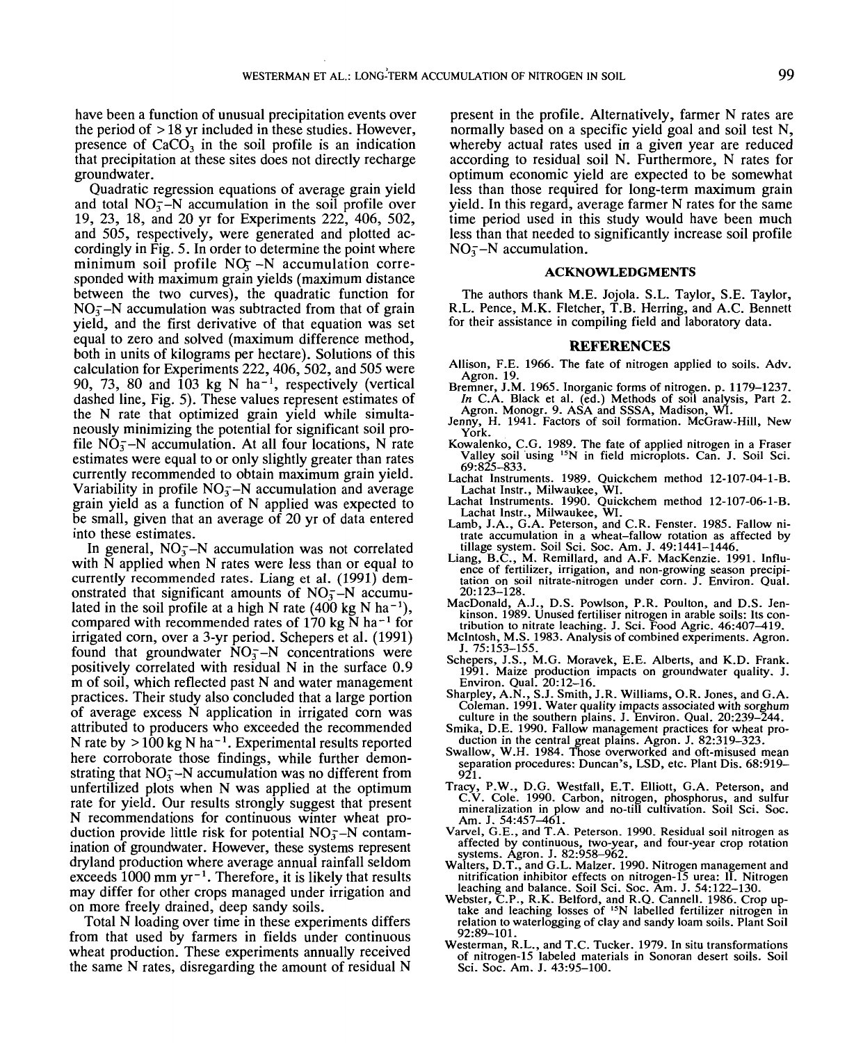have been a function of unusual precipitation events over the period of >18 yr included in these studies. However, presence of $CaCO_3$ in the soil profile is an indication that precipitation at these sites does not directly recharge groundwater.

Quadratic regression equations of average grain yield and total $NO_3^-$-N accumulation in the soil profile over 19, 23, 18, and 20 yr for Experiments 222, 406, 502, and 505, respectively, were generated and plotted accordingly in Fig. 5. In order to determine the point where minimum soil profile $NO_3^-$-N accumulation corresponded with maximum grain yields (maximum distance between the two curves), the quadratic function for $NO_3^-$-N accumulation was subtracted from that of grain yield, and the first derivative of that equation was set equal to zero and solved (maximum difference method, both in units of kilograms per hectare). Solutions of this calculation for Experiments 222, 406, 502, and 505 were 90, 73, 80 and 103 kg N ha$^{-1}$, respectively (vertical dashed line, Fig. 5). These values represent estimates of the N rate that optimized grain yield while simultaneously minimizing the potential for significant soil profile $NO_3^-$-N accumulation. At all four locations, N rate estimates were equal to or only slightly greater than rates currently recommended to obtain maximum grain yield. Variability in profile $NO_3^-$-N accumulation and average grain yield as a function of N applied was expected to be small, given that an average of 20 yr of data entered into these estimates.

In general, $NO_3^-$-N accumulation was not correlated with N applied when N rates were less than or equal to currently recommended rates. Liang et al. (1991) demonstrated that significant amounts of $NO_3^-$-N accumulated in the soil profile at a high N rate (400 kg N ha$^{-1}$), compared with recommended rates of 170 kg N ha$^{-1}$ for irrigated corn, over a 3-yr period. Schepers et al. (1991) found that groundwater $NO_3^-$-N concentrations were positively correlated with residual N in the surface 0.9 m of soil, which reflected past N and water management practices. Their study also concluded that a large portion of average excess N application in irrigated corn was attributed to producers who exceeded the recommended N rate by >100 kg N ha$^{-1}$. Experimental results reported here corroborate those findings, while further demonstrating that $NO_3^-$-N accumulation was no different from unfertilized plots when N was applied at the optimum rate for yield. Our results strongly suggest that present N recommendations for continuous winter wheat production provide little risk for potential $NO_3^-$-N contamination of groundwater. However, these systems represent dryland production where average annual rainfall seldom exceeds 1000 mm yr$^{-1}$. Therefore, it is likely that results may differ for other crops managed under irrigation and on more freely drained, deep sandy soils.

Total N loading over time in these experiments differs from that used by farmers in fields under continuous wheat production. These experiments annually received the same N rates, disregarding the amount of residual N present in the profile. Alternatively, farmer N rates are normally based on a specific yield goal and soil test N, whereby actual rates used in a given year are reduced according to residual soil N. Furthermore, N rates for optimum economic yield are expected to be somewhat less than those required for long-term maximum grain yield. In this regard, average farmer N rates for the same time period used in this study would have been much less than that needed to significantly increase soil profile $NO_3^-$-N accumulation.

## ACKNOWLEDGMENTS

The authors thank M.E. Jojola. S.L. Taylor, S.E. Taylor, R.L. Pence, M.K. Fletcher, T.B. Herring, and A.C. Bennett for their assistance in compiling field and laboratory data.

## REFERENCES

Allison, F.E. 1966. The fate of nitrogen applied to soils. Adv. Agron. 19.

Bremner, J.M. 1965. Inorganic forms of nitrogen. p. 1179–1237. *In* C.A. Black et al. (ed.) Methods of soil analysis, Part 2. Agron. Monogr. 9. ASA and SSSA, Madison, WI.

Jenny, H. 1941. Factors of soil formation. McGraw-Hill, New York.

Kowalenko, C.G. 1989. The fate of applied nitrogen in a Fraser Valley soil using $^{15}$N in field microplots. Can. J. Soil Sci. 69:825–833.

Lachat Instruments. 1989. Quickchem method 12-107-04-1-B. Lachat Instr., Milwaukee, WI.

Lachat Instruments. 1990. Quickchem method 12-107-06-1-B. Lachat Instr., Milwaukee, WI.

Lamb, J.A., G.A. Peterson, and C.R. Fenster. 1985. Fallow nitrate accumulation in a wheat-fallow rotation as affected by tillage system. Soil Sci. Soc. Am. J. 49:1441–1446.

Liang, B.C., M. Remillard, and A.F. MacKenzie. 1991. Influence of fertilizer, irrigation, and non-growing season precipitation on soil nitrate-nitrogen under corn. J. Environ. Qual. 20:123–128.

MacDonald, A.J., D.S. Powlson, P.R. Poulton, and D.S. Jenkinson. 1989. Unused fertiliser nitrogen in arable soils: Its contribution to nitrate leaching. J. Sci. Food Agric. 46:407–419.

McIntosh, M.S. 1983. Analysis of combined experiments. Agron. J. 75:153–155.

Schepers, J.S., M.G. Moravek, E.E. Alberts, and K.D. Frank. 1991. Maize production impacts on groundwater quality. J. Environ. Qual. 20:12–16.

Sharpley, A.N., S.J. Smith, J.R. Williams, O.R. Jones, and G.A. Coleman. 1991. Water quality impacts associated with sorghum culture in the southern plains. J. Environ. Qual. 20:239–244.

Smika, D.E. 1990. Fallow management practices for wheat production in the central great plains. Agron. J. 82:319–323.

Swallow, W.H. 1984. Those overworked and oft-misused mean separation procedures: Duncan's, LSD, etc. Plant Dis. 68:919–921.

Tracy, P.W., D.G. Westfall, E.T. Elliott, G.A. Peterson, and C.V. Cole. 1990. Carbon, nitrogen, phosphorus, and sulfur mineralization in plow and no-till cultivation. Soil Sci. Soc. Am. J. 54:457–461.

Varvel, G.E., and T.A. Peterson. 1990. Residual soil nitrogen as affected by continuous, two-year, and four-year crop rotation systems. Agron. J. 82:958–962.

Walters, D.T., and G.L. Malzer. 1990. Nitrogen management and nitrification inhibitor effects on nitrogen-15 urea: II. Nitrogen leaching and balance. Soil Sci. Soc. Am. J. 54:122–130.

Webster, C.P., R.K. Belford, and R.Q. Cannell. 1986. Crop uptake and leaching losses of $^{15}$N labelled fertilizer nitrogen in relation to waterlogging of clay and sandy loam soils. Plant Soil 92:89–101.

Westerman, R.L., and T.C. Tucker. 1979. In situ transformations of nitrogen-15 labeled materials in Sonoran desert soils. Soil Sci. Soc. Am. J. 43:95–100.